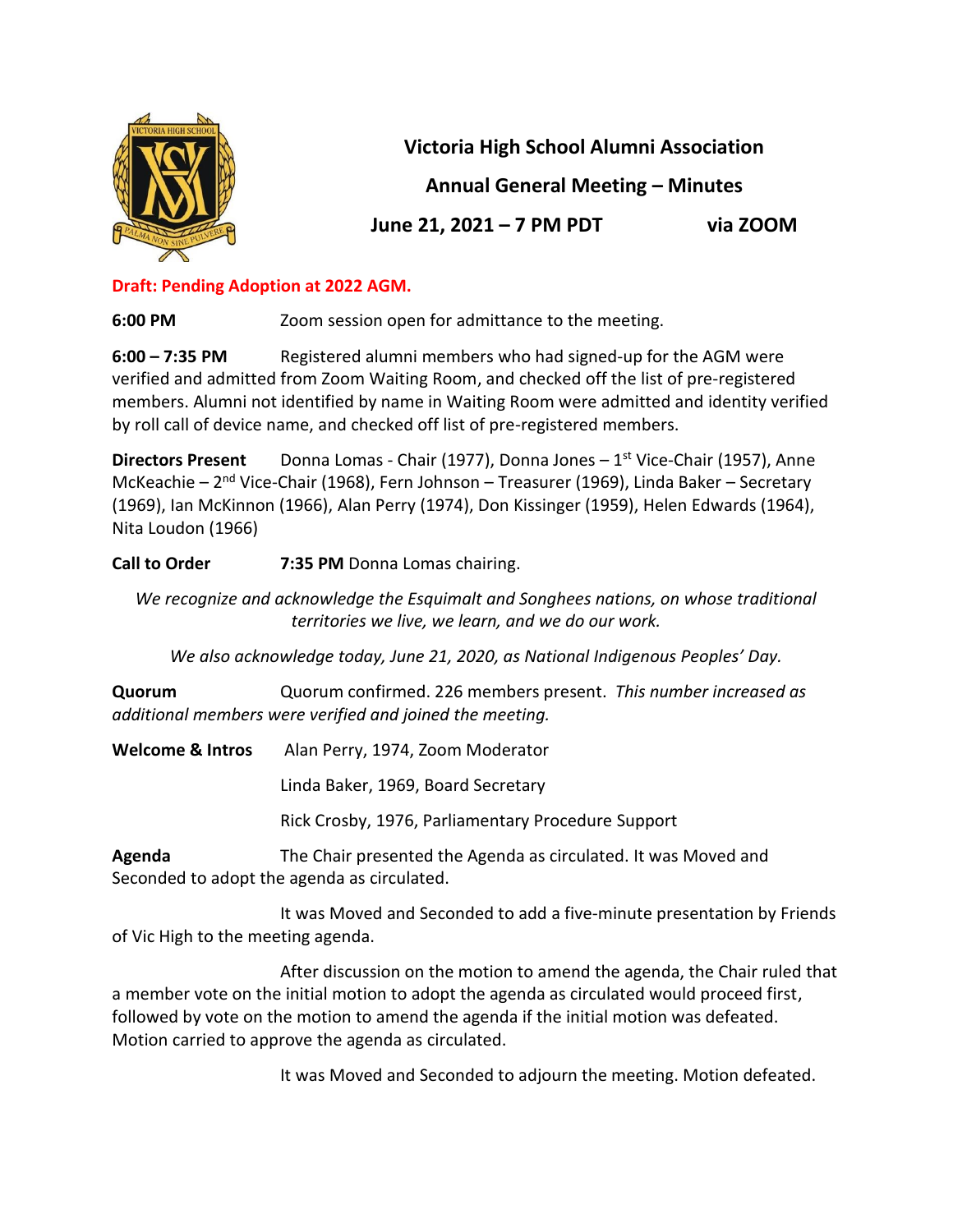# Victoria High School Alumni Association

## Annual General Meeting – Minutes

## June 21, 2021 – 7 PM PDT via ZOOM

**Draft: Pending Adoption at 2022 AGM.**

**6:00 PM** Zoom session open for admittance to the meeting.

**6:00 – 7:35 PM** Registered alumni members who had signed-up for the AGM were verified and admitted from Zoom Waiting Room, and checked off the list of pre-registered members. Alumni not identified by name in Waiting Room were admitted and identity verified by roll call of device name, and checked off list of pre-registered members.

**Directors Present** Donna Lomas - Chair (1977), Donna Jones – 1st Vice-Chair (1957), Anne McKeachie – 2nd Vice-Chair (1968), Fern Johnson – Treasurer (1969), Linda Baker – Secretary (1969), Ian McKinnon (1966), Alan Perry (1974), Don Kissinger (1959), Helen Edwards (1964), Nita Loudon (1966)

**Call to Order** **7:35 PM** Donna Lomas chairing.

*We recognize and acknowledge the Esquimalt and Songhees nations, on whose traditional territories we live, we learn, and we do our work.*

*We also acknowledge today, June 21, 2020, as National Indigenous Peoples' Day.*

**Quorum** Quorum confirmed. 226 members present. *This number increased as additional members were verified and joined the meeting.*

**Welcome & Intros** Alan Perry, 1974, Zoom Moderator

Linda Baker, 1969, Board Secretary

Rick Crosby, 1976, Parliamentary Procedure Support

**Agenda** The Chair presented the Agenda as circulated. It was Moved and Seconded to adopt the agenda as circulated.

It was Moved and Seconded to add a five-minute presentation by Friends of Vic High to the meeting agenda.

After discussion on the motion to amend the agenda, the Chair ruled that a member vote on the initial motion to adopt the agenda as circulated would proceed first, followed by vote on the motion to amend the agenda if the initial motion was defeated. Motion carried to approve the agenda as circulated.

It was Moved and Seconded to adjourn the meeting. Motion defeated.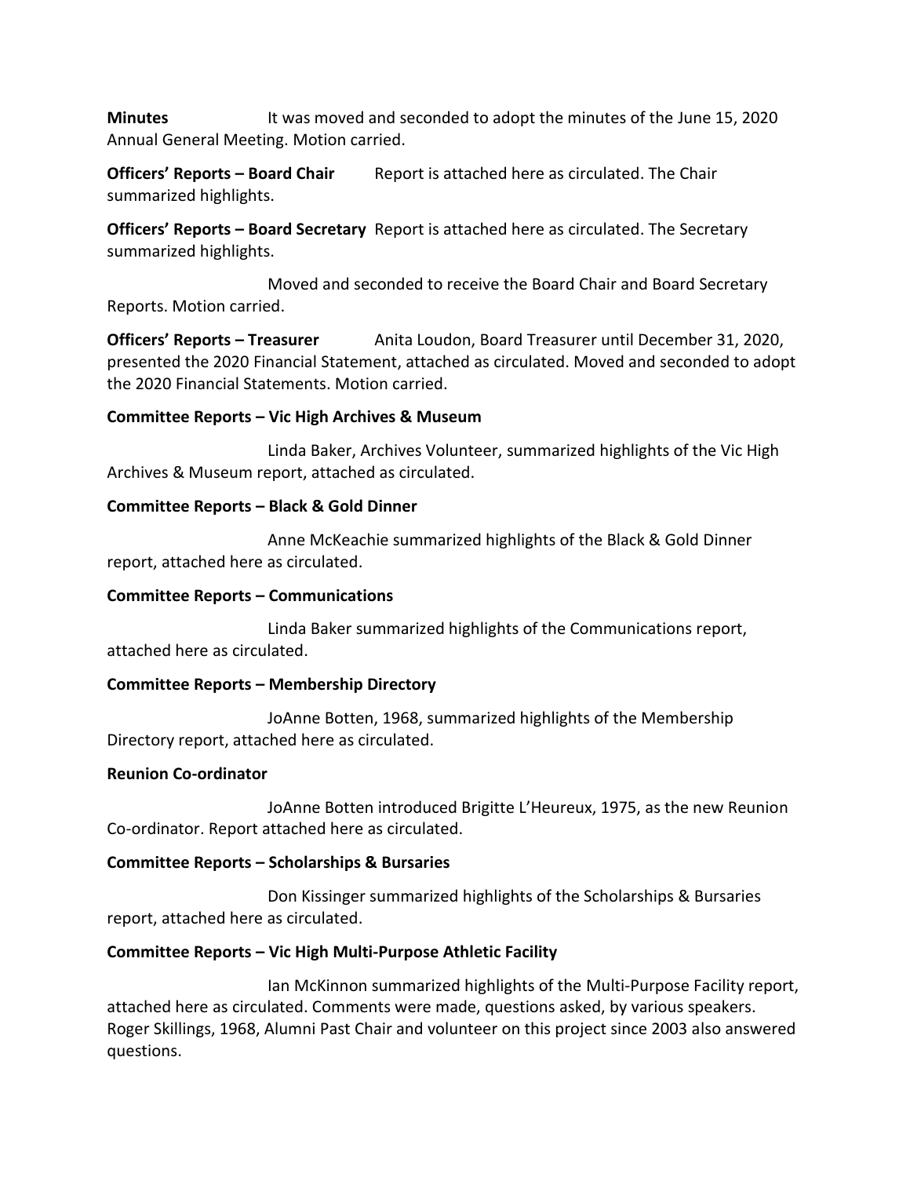**Minutes** It was moved and seconded to adopt the minutes of the June 15, 2020 Annual General Meeting. Motion carried.

**Officers' Reports – Board Chair** Report is attached here as circulated. The Chair summarized highlights.

**Officers' Reports – Board Secretary** Report is attached here as circulated. The Secretary summarized highlights.

Moved and seconded to receive the Board Chair and Board Secretary Reports. Motion carried.

**Officers' Reports – Treasurer** Anita Loudon, Board Treasurer until December 31, 2020, presented the 2020 Financial Statement, attached as circulated. Moved and seconded to adopt the 2020 Financial Statements. Motion carried.

**Committee Reports – Vic High Archives & Museum**

Linda Baker, Archives Volunteer, summarized highlights of the Vic High Archives & Museum report, attached as circulated.

**Committee Reports – Black & Gold Dinner**

Anne McKeachie summarized highlights of the Black & Gold Dinner report, attached here as circulated.

**Committee Reports – Communications**

Linda Baker summarized highlights of the Communications report, attached here as circulated.

**Committee Reports – Membership Directory**

JoAnne Botten, 1968, summarized highlights of the Membership Directory report, attached here as circulated.

**Reunion Co-ordinator**

JoAnne Botten introduced Brigitte L'Heureux, 1975, as the new Reunion Co-ordinator. Report attached here as circulated.

**Committee Reports – Scholarships & Bursaries**

Don Kissinger summarized highlights of the Scholarships & Bursaries report, attached here as circulated.

**Committee Reports – Vic High Multi-Purpose Athletic Facility**

Ian McKinnon summarized highlights of the Multi-Purpose Facility report, attached here as circulated. Comments were made, questions asked, by various speakers. Roger Skillings, 1968, Alumni Past Chair and volunteer on this project since 2003 also answered questions.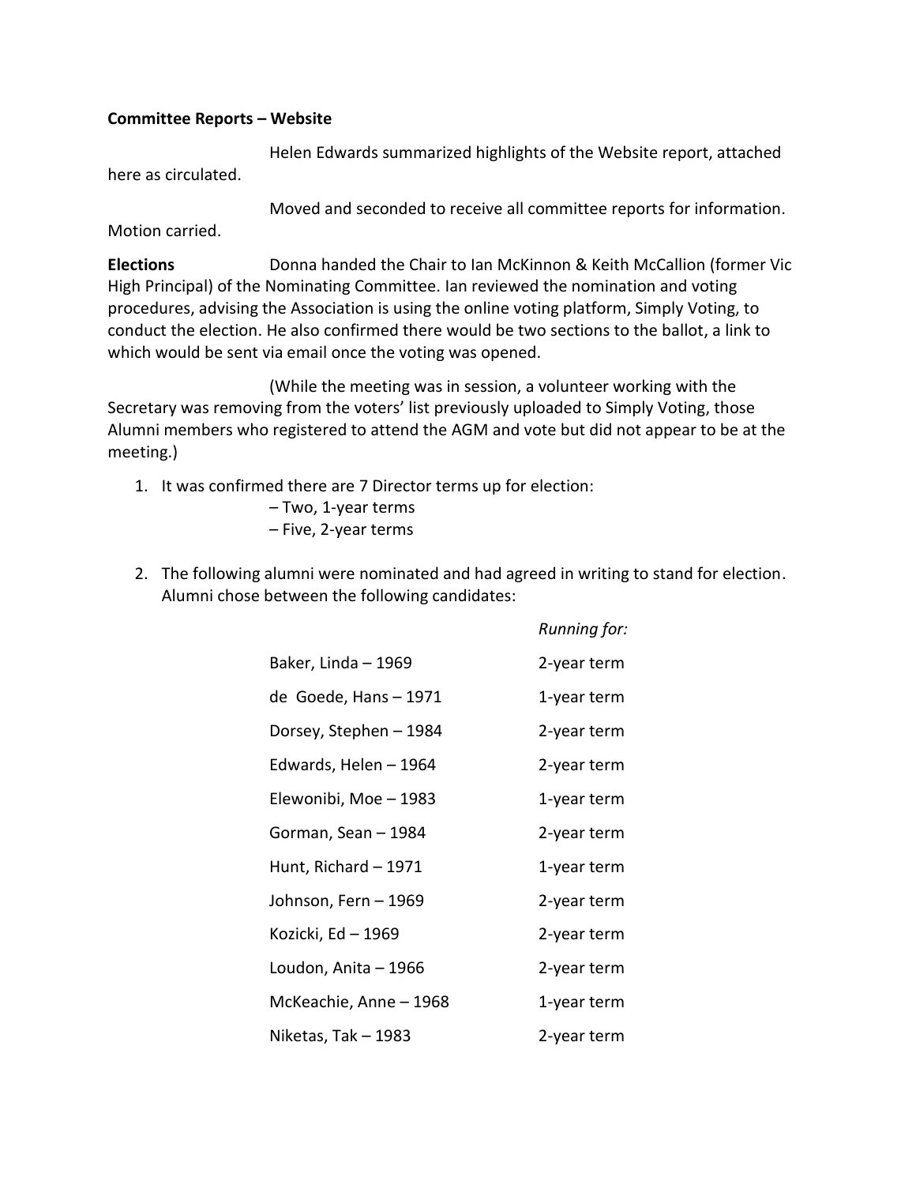**Committee Reports – Website**

Helen Edwards summarized highlights of the Website report, attached here as circulated.

Moved and seconded to receive all committee reports for information. Motion carried.

**Elections** Donna handed the Chair to Ian McKinnon & Keith McCallion (former Vic High Principal) of the Nominating Committee. Ian reviewed the nomination and voting procedures, advising the Association is using the online voting platform, Simply Voting, to conduct the election. He also confirmed there would be two sections to the ballot, a link to which would be sent via email once the voting was opened.

(While the meeting was in session, a volunteer working with the Secretary was removing from the voters' list previously uploaded to Simply Voting, those Alumni members who registered to attend the AGM and vote but did not appear to be at the meeting.)

1. It was confirmed there are 7 Director terms up for election:
   – Two, 1-year terms
   – Five, 2-year terms

2. The following alumni were nominated and had agreed in writing to stand for election. Alumni chose between the following candidates:

| | *Running for:* |
|---|---|
| Baker, Linda – 1969 | 2-year term |
| de Goede, Hans – 1971 | 1-year term |
| Dorsey, Stephen – 1984 | 2-year term |
| Edwards, Helen – 1964 | 2-year term |
| Elewonibi, Moe – 1983 | 1-year term |
| Gorman, Sean – 1984 | 2-year term |
| Hunt, Richard – 1971 | 1-year term |
| Johnson, Fern – 1969 | 2-year term |
| Kozicki, Ed – 1969 | 2-year term |
| Loudon, Anita – 1966 | 2-year term |
| McKeachie, Anne – 1968 | 1-year term |
| Niketas, Tak – 1983 | 2-year term |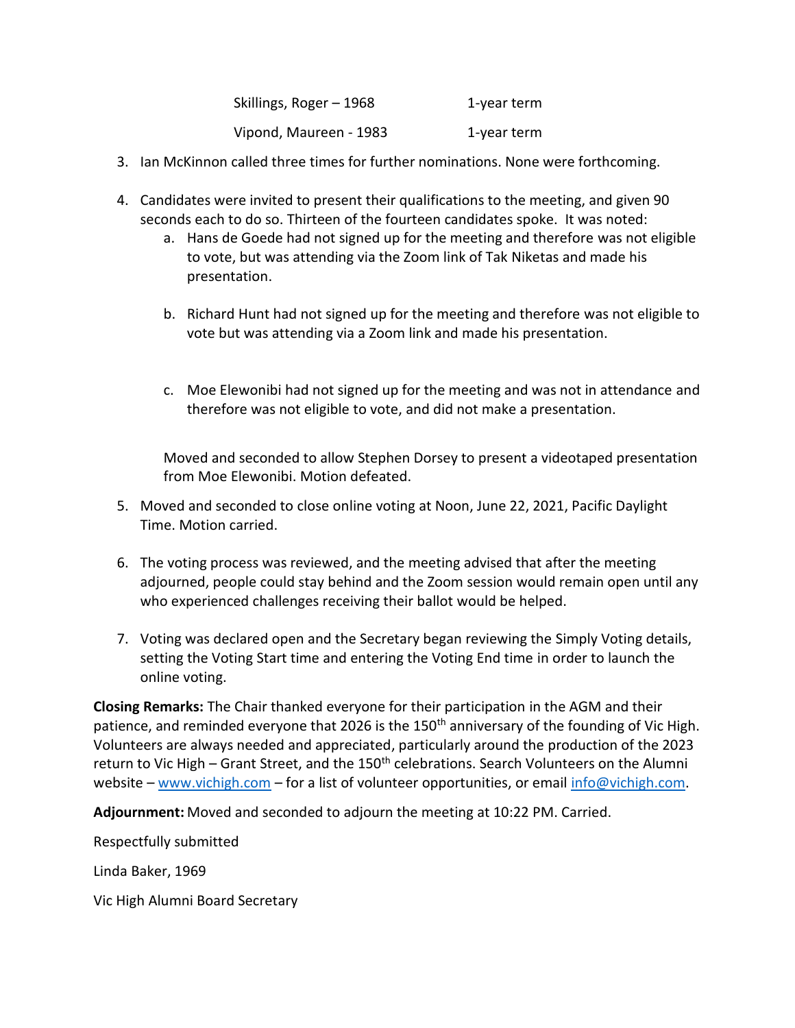| | |
|---|---|
| Skillings, Roger – 1968 | 1-year term |
| Vipond, Maureen - 1983 | 1-year term |

3. Ian McKinnon called three times for further nominations. None were forthcoming.

4. Candidates were invited to present their qualifications to the meeting, and given 90 seconds each to do so. Thirteen of the fourteen candidates spoke. It was noted:
   a. Hans de Goede had not signed up for the meeting and therefore was not eligible to vote, but was attending via the Zoom link of Tak Niketas and made his presentation.

   b. Richard Hunt had not signed up for the meeting and therefore was not eligible to vote but was attending via a Zoom link and made his presentation.

   c. Moe Elewonibi had not signed up for the meeting and was not in attendance and therefore was not eligible to vote, and did not make a presentation.

   Moved and seconded to allow Stephen Dorsey to present a videotaped presentation from Moe Elewonibi. Motion defeated.

5. Moved and seconded to close online voting at Noon, June 22, 2021, Pacific Daylight Time. Motion carried.

6. The voting process was reviewed, and the meeting advised that after the meeting adjourned, people could stay behind and the Zoom session would remain open until any who experienced challenges receiving their ballot would be helped.

7. Voting was declared open and the Secretary began reviewing the Simply Voting details, setting the Voting Start time and entering the Voting End time in order to launch the online voting.

**Closing Remarks:** The Chair thanked everyone for their participation in the AGM and their patience, and reminded everyone that 2026 is the 150th anniversary of the founding of Vic High. Volunteers are always needed and appreciated, particularly around the production of the 2023 return to Vic High – Grant Street, and the 150th celebrations. Search Volunteers on the Alumni website – [www.vichigh.com](http://www.vichigh.com) – for a list of volunteer opportunities, or email [info@vichigh.com](mailto:info@vichigh.com).

**Adjournment:** Moved and seconded to adjourn the meeting at 10:22 PM. Carried.

Respectfully submitted

Linda Baker, 1969

Vic High Alumni Board Secretary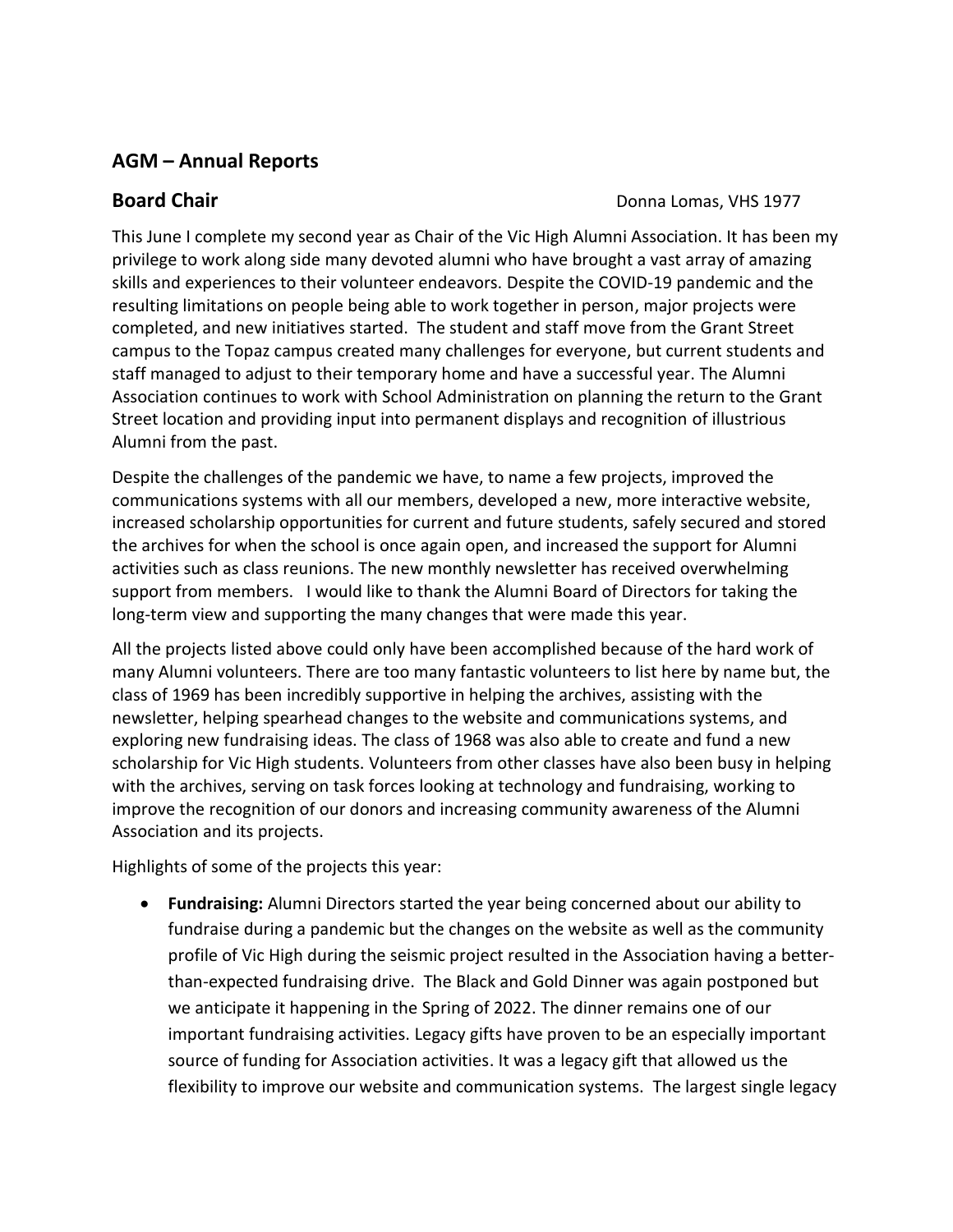## AGM – Annual Reports

### Board Chair

Donna Lomas, VHS 1977

This June I complete my second year as Chair of the Vic High Alumni Association. It has been my privilege to work along side many devoted alumni who have brought a vast array of amazing skills and experiences to their volunteer endeavors. Despite the COVID-19 pandemic and the resulting limitations on people being able to work together in person, major projects were completed, and new initiatives started. The student and staff move from the Grant Street campus to the Topaz campus created many challenges for everyone, but current students and staff managed to adjust to their temporary home and have a successful year. The Alumni Association continues to work with School Administration on planning the return to the Grant Street location and providing input into permanent displays and recognition of illustrious Alumni from the past.

Despite the challenges of the pandemic we have, to name a few projects, improved the communications systems with all our members, developed a new, more interactive website, increased scholarship opportunities for current and future students, safely secured and stored the archives for when the school is once again open, and increased the support for Alumni activities such as class reunions. The new monthly newsletter has received overwhelming support from members. I would like to thank the Alumni Board of Directors for taking the long-term view and supporting the many changes that were made this year.

All the projects listed above could only have been accomplished because of the hard work of many Alumni volunteers. There are too many fantastic volunteers to list here by name but, the class of 1969 has been incredibly supportive in helping the archives, assisting with the newsletter, helping spearhead changes to the website and communications systems, and exploring new fundraising ideas. The class of 1968 was also able to create and fund a new scholarship for Vic High students. Volunteers from other classes have also been busy in helping with the archives, serving on task forces looking at technology and fundraising, working to improve the recognition of our donors and increasing community awareness of the Alumni Association and its projects.

Highlights of some of the projects this year:

- **Fundraising:** Alumni Directors started the year being concerned about our ability to fundraise during a pandemic but the changes on the website as well as the community profile of Vic High during the seismic project resulted in the Association having a better-than-expected fundraising drive. The Black and Gold Dinner was again postponed but we anticipate it happening in the Spring of 2022. The dinner remains one of our important fundraising activities. Legacy gifts have proven to be an especially important source of funding for Association activities. It was a legacy gift that allowed us the flexibility to improve our website and communication systems. The largest single legacy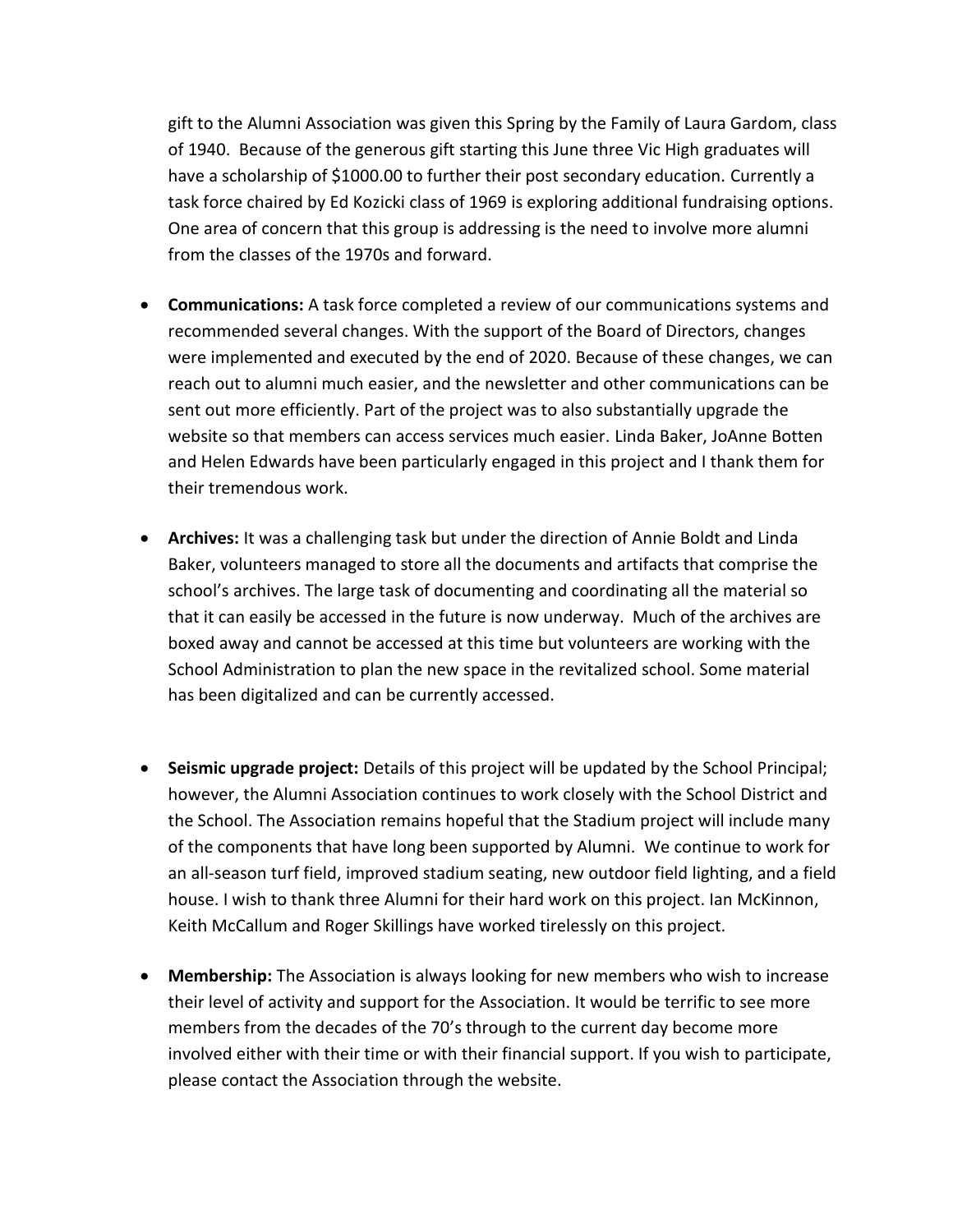gift to the Alumni Association was given this Spring by the Family of Laura Gardom, class of 1940. Because of the generous gift starting this June three Vic High graduates will have a scholarship of $1000.00 to further their post secondary education. Currently a task force chaired by Ed Kozicki class of 1969 is exploring additional fundraising options. One area of concern that this group is addressing is the need to involve more alumni from the classes of the 1970s and forward.

- **Communications:** A task force completed a review of our communications systems and recommended several changes. With the support of the Board of Directors, changes were implemented and executed by the end of 2020. Because of these changes, we can reach out to alumni much easier, and the newsletter and other communications can be sent out more efficiently. Part of the project was to also substantially upgrade the website so that members can access services much easier. Linda Baker, JoAnne Botten and Helen Edwards have been particularly engaged in this project and I thank them for their tremendous work.

- **Archives:** It was a challenging task but under the direction of Annie Boldt and Linda Baker, volunteers managed to store all the documents and artifacts that comprise the school's archives. The large task of documenting and coordinating all the material so that it can easily be accessed in the future is now underway. Much of the archives are boxed away and cannot be accessed at this time but volunteers are working with the School Administration to plan the new space in the revitalized school. Some material has been digitalized and can be currently accessed.

- **Seismic upgrade project:** Details of this project will be updated by the School Principal; however, the Alumni Association continues to work closely with the School District and the School. The Association remains hopeful that the Stadium project will include many of the components that have long been supported by Alumni. We continue to work for an all-season turf field, improved stadium seating, new outdoor field lighting, and a field house. I wish to thank three Alumni for their hard work on this project. Ian McKinnon, Keith McCallum and Roger Skillings have worked tirelessly on this project.

- **Membership:** The Association is always looking for new members who wish to increase their level of activity and support for the Association. It would be terrific to see more members from the decades of the 70's through to the current day become more involved either with their time or with their financial support. If you wish to participate, please contact the Association through the website.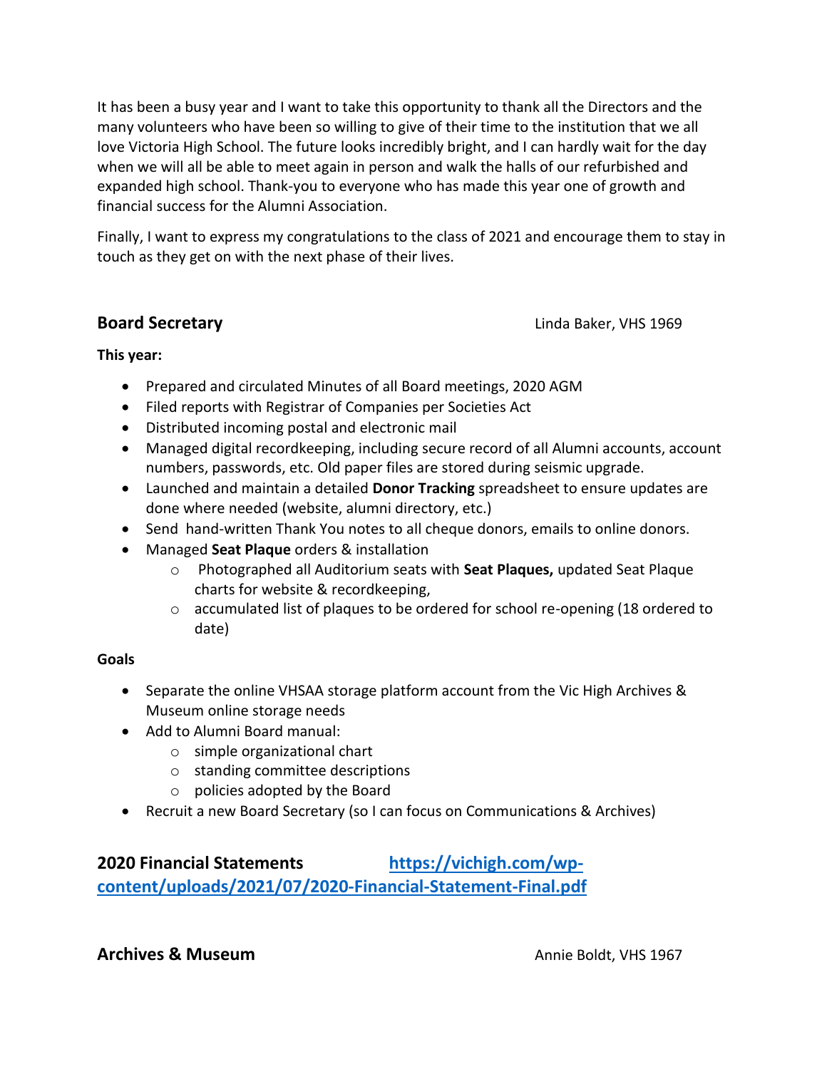It has been a busy year and I want to take this opportunity to thank all the Directors and the many volunteers who have been so willing to give of their time to the institution that we all love Victoria High School. The future looks incredibly bright, and I can hardly wait for the day when we will all be able to meet again in person and walk the halls of our refurbished and expanded high school. Thank-you to everyone who has made this year one of growth and financial success for the Alumni Association.

Finally, I want to express my congratulations to the class of 2021 and encourage them to stay in touch as they get on with the next phase of their lives.

## Board Secretary

Linda Baker, VHS 1969

**This year:**

- Prepared and circulated Minutes of all Board meetings, 2020 AGM
- Filed reports with Registrar of Companies per Societies Act
- Distributed incoming postal and electronic mail
- Managed digital recordkeeping, including secure record of all Alumni accounts, account numbers, passwords, etc. Old paper files are stored during seismic upgrade.
- Launched and maintain a detailed **Donor Tracking** spreadsheet to ensure updates are done where needed (website, alumni directory, etc.)
- Send hand-written Thank You notes to all cheque donors, emails to online donors.
- Managed **Seat Plaque** orders & installation
  - Photographed all Auditorium seats with **Seat Plaques,** updated Seat Plaque charts for website & recordkeeping,
  - accumulated list of plaques to be ordered for school re-opening (18 ordered to date)

**Goals**

- Separate the online VHSAA storage platform account from the Vic High Archives & Museum online storage needs
- Add to Alumni Board manual:
  - simple organizational chart
  - standing committee descriptions
  - policies adopted by the Board
- Recruit a new Board Secretary (so I can focus on Communications & Archives)

## 2020 Financial Statements [https://vichigh.com/wp-content/uploads/2021/07/2020-Financial-Statement-Final.pdf](https://vichigh.com/wp-content/uploads/2021/07/2020-Financial-Statement-Final.pdf)

## Archives & Museum

Annie Boldt, VHS 1967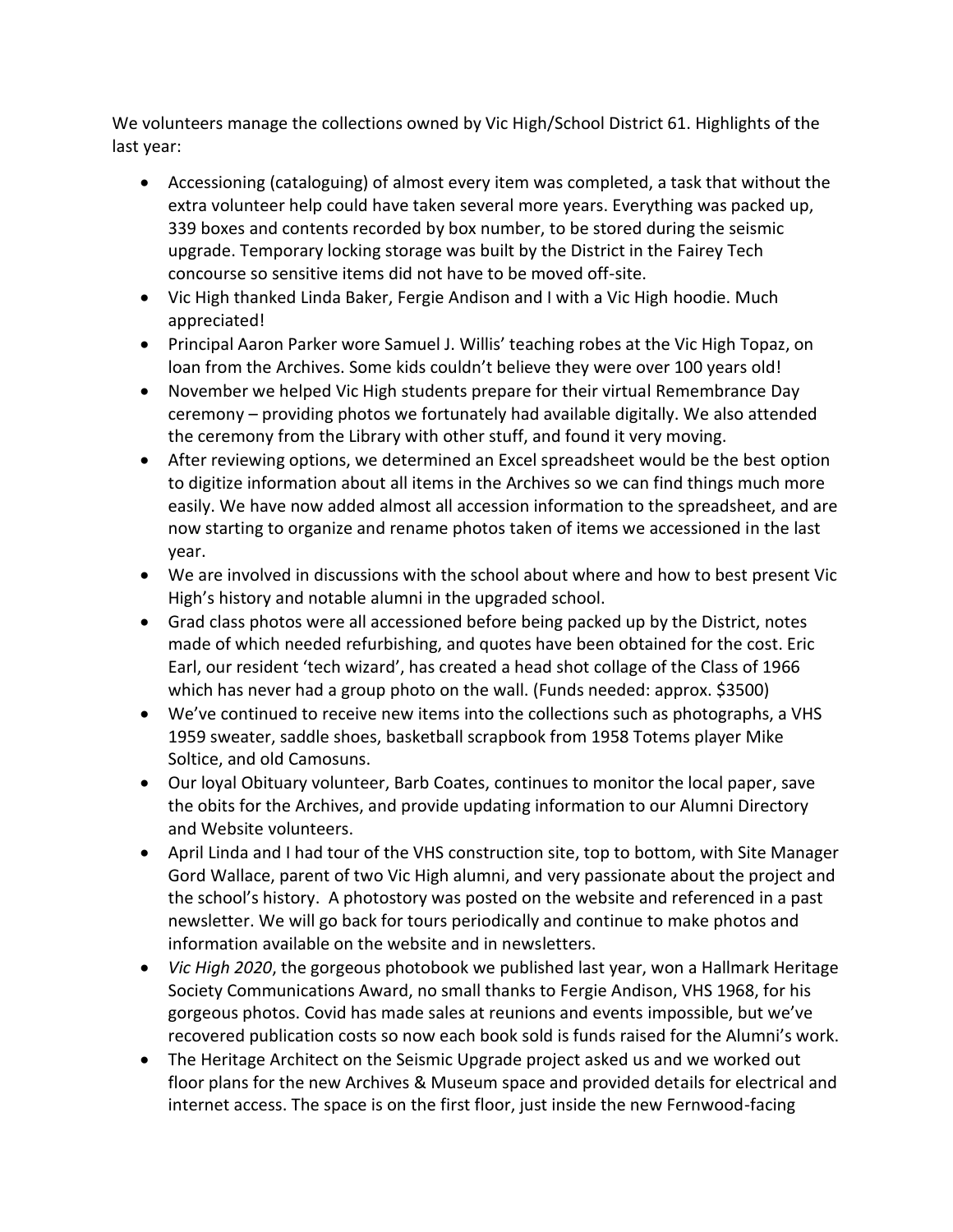We volunteers manage the collections owned by Vic High/School District 61. Highlights of the last year:

- Accessioning (cataloguing) of almost every item was completed, a task that without the extra volunteer help could have taken several more years. Everything was packed up, 339 boxes and contents recorded by box number, to be stored during the seismic upgrade. Temporary locking storage was built by the District in the Fairey Tech concourse so sensitive items did not have to be moved off-site.
- Vic High thanked Linda Baker, Fergie Andison and I with a Vic High hoodie. Much appreciated!
- Principal Aaron Parker wore Samuel J. Willis' teaching robes at the Vic High Topaz, on loan from the Archives. Some kids couldn't believe they were over 100 years old!
- November we helped Vic High students prepare for their virtual Remembrance Day ceremony – providing photos we fortunately had available digitally. We also attended the ceremony from the Library with other stuff, and found it very moving.
- After reviewing options, we determined an Excel spreadsheet would be the best option to digitize information about all items in the Archives so we can find things much more easily. We have now added almost all accession information to the spreadsheet, and are now starting to organize and rename photos taken of items we accessioned in the last year.
- We are involved in discussions with the school about where and how to best present Vic High's history and notable alumni in the upgraded school.
- Grad class photos were all accessioned before being packed up by the District, notes made of which needed refurbishing, and quotes have been obtained for the cost. Eric Earl, our resident 'tech wizard', has created a head shot collage of the Class of 1966 which has never had a group photo on the wall. (Funds needed: approx. $3500)
- We've continued to receive new items into the collections such as photographs, a VHS 1959 sweater, saddle shoes, basketball scrapbook from 1958 Totems player Mike Soltice, and old Camosuns.
- Our loyal Obituary volunteer, Barb Coates, continues to monitor the local paper, save the obits for the Archives, and provide updating information to our Alumni Directory and Website volunteers.
- April Linda and I had tour of the VHS construction site, top to bottom, with Site Manager Gord Wallace, parent of two Vic High alumni, and very passionate about the project and the school's history. A photostory was posted on the website and referenced in a past newsletter. We will go back for tours periodically and continue to make photos and information available on the website and in newsletters.
- *Vic High 2020*, the gorgeous photobook we published last year, won a Hallmark Heritage Society Communications Award, no small thanks to Fergie Andison, VHS 1968, for his gorgeous photos. Covid has made sales at reunions and events impossible, but we've recovered publication costs so now each book sold is funds raised for the Alumni's work.
- The Heritage Architect on the Seismic Upgrade project asked us and we worked out floor plans for the new Archives & Museum space and provided details for electrical and internet access. The space is on the first floor, just inside the new Fernwood-facing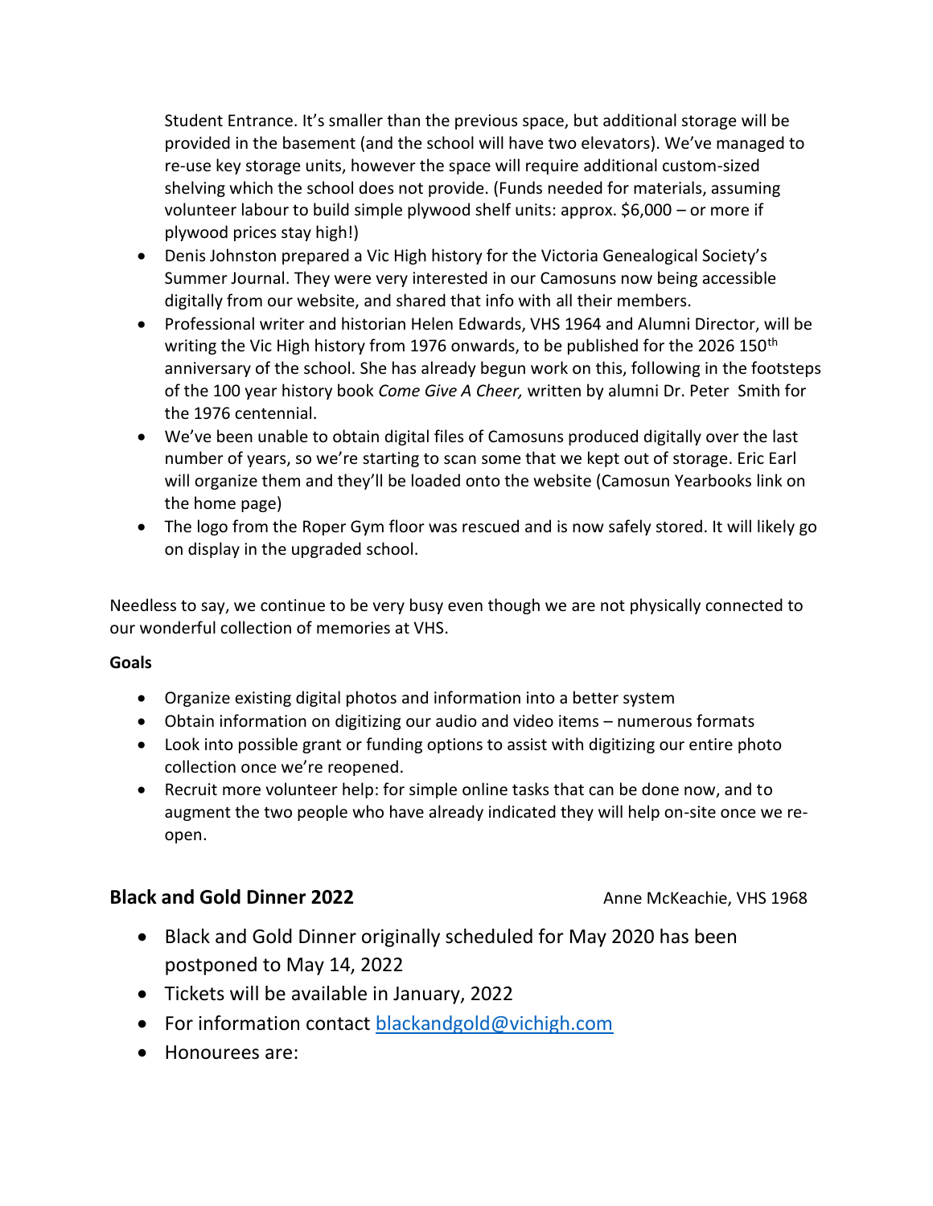Student Entrance. It's smaller than the previous space, but additional storage will be provided in the basement (and the school will have two elevators). We've managed to re-use key storage units, however the space will require additional custom-sized shelving which the school does not provide. (Funds needed for materials, assuming volunteer labour to build simple plywood shelf units: approx. $6,000 – or more if plywood prices stay high!)

- Denis Johnston prepared a Vic High history for the Victoria Genealogical Society's Summer Journal. They were very interested in our Camosuns now being accessible digitally from our website, and shared that info with all their members.
- Professional writer and historian Helen Edwards, VHS 1964 and Alumni Director, will be writing the Vic High history from 1976 onwards, to be published for the 2026 150th anniversary of the school. She has already begun work on this, following in the footsteps of the 100 year history book *Come Give A Cheer,* written by alumni Dr. Peter Smith for the 1976 centennial.
- We've been unable to obtain digital files of Camosuns produced digitally over the last number of years, so we're starting to scan some that we kept out of storage. Eric Earl will organize them and they'll be loaded onto the website (Camosun Yearbooks link on the home page)
- The logo from the Roper Gym floor was rescued and is now safely stored. It will likely go on display in the upgraded school.

Needless to say, we continue to be very busy even though we are not physically connected to our wonderful collection of memories at VHS.

**Goals**

- Organize existing digital photos and information into a better system
- Obtain information on digitizing our audio and video items – numerous formats
- Look into possible grant or funding options to assist with digitizing our entire photo collection once we're reopened.
- Recruit more volunteer help: for simple online tasks that can be done now, and to augment the two people who have already indicated they will help on-site once we re-open.

## Black and Gold Dinner 2022

Anne McKeachie, VHS 1968

- Black and Gold Dinner originally scheduled for May 2020 has been postponed to May 14, 2022
- Tickets will be available in January, 2022
- For information contact blackandgold@vichigh.com
- Honourees are: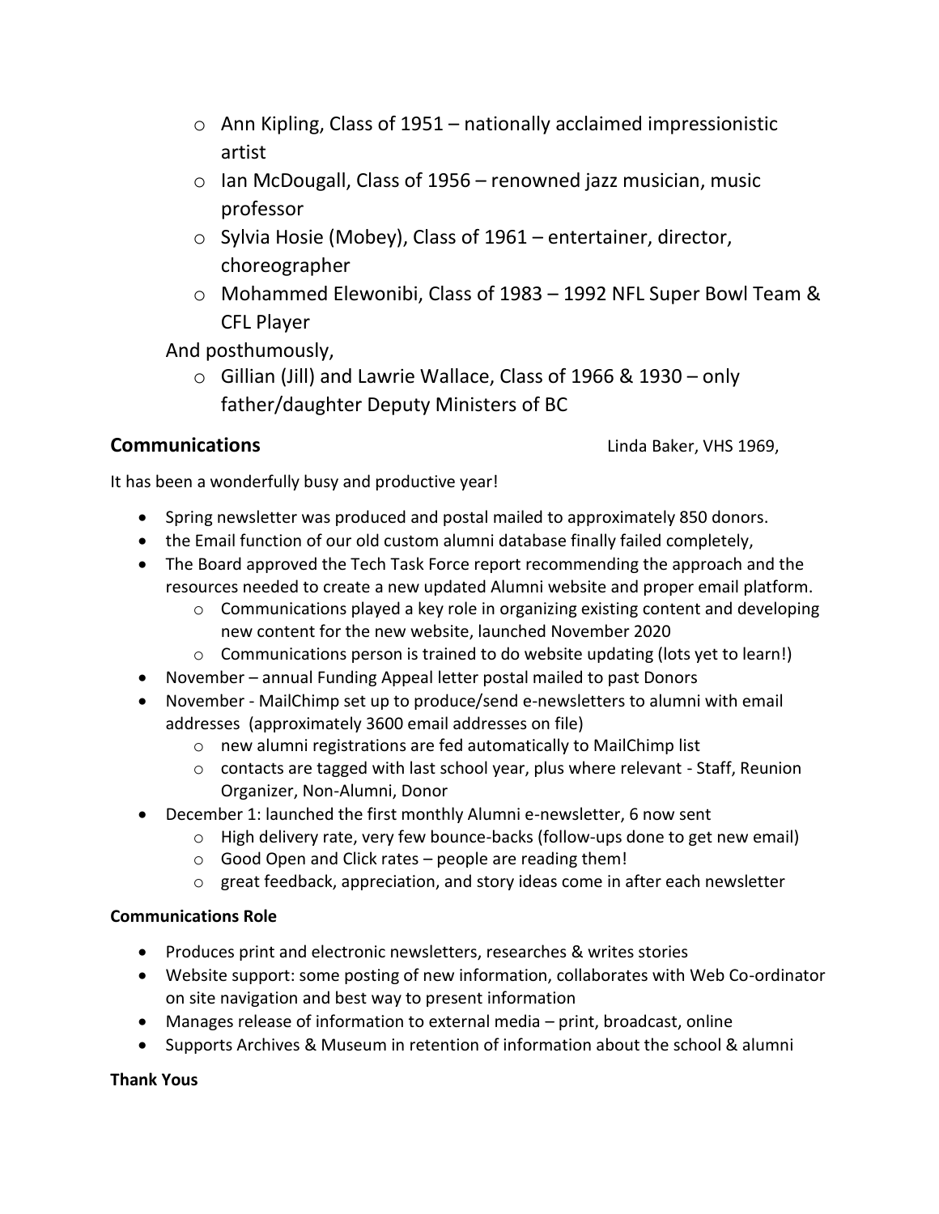- Ann Kipling, Class of 1951 – nationally acclaimed impressionistic artist
  - Ian McDougall, Class of 1956 – renowned jazz musician, music professor
  - Sylvia Hosie (Mobey), Class of 1961 – entertainer, director, choreographer
  - Mohammed Elewonibi, Class of 1983 – 1992 NFL Super Bowl Team & CFL Player

And posthumously,

  - Gillian (Jill) and Lawrie Wallace, Class of 1966 & 1930 – only father/daughter Deputy Ministers of BC

## Communications

Linda Baker, VHS 1969,

It has been a wonderfully busy and productive year!

- Spring newsletter was produced and postal mailed to approximately 850 donors.
- the Email function of our old custom alumni database finally failed completely,
- The Board approved the Tech Task Force report recommending the approach and the resources needed to create a new updated Alumni website and proper email platform.
  - Communications played a key role in organizing existing content and developing new content for the new website, launched November 2020
  - Communications person is trained to do website updating (lots yet to learn!)
- November – annual Funding Appeal letter postal mailed to past Donors
- November - MailChimp set up to produce/send e-newsletters to alumni with email addresses (approximately 3600 email addresses on file)
  - new alumni registrations are fed automatically to MailChimp list
  - contacts are tagged with last school year, plus where relevant - Staff, Reunion Organizer, Non-Alumni, Donor
- December 1: launched the first monthly Alumni e-newsletter, 6 now sent
  - High delivery rate, very few bounce-backs (follow-ups done to get new email)
  - Good Open and Click rates – people are reading them!
  - great feedback, appreciation, and story ideas come in after each newsletter

**Communications Role**

- Produces print and electronic newsletters, researches & writes stories
- Website support: some posting of new information, collaborates with Web Co-ordinator on site navigation and best way to present information
- Manages release of information to external media – print, broadcast, online
- Supports Archives & Museum in retention of information about the school & alumni

**Thank Yous**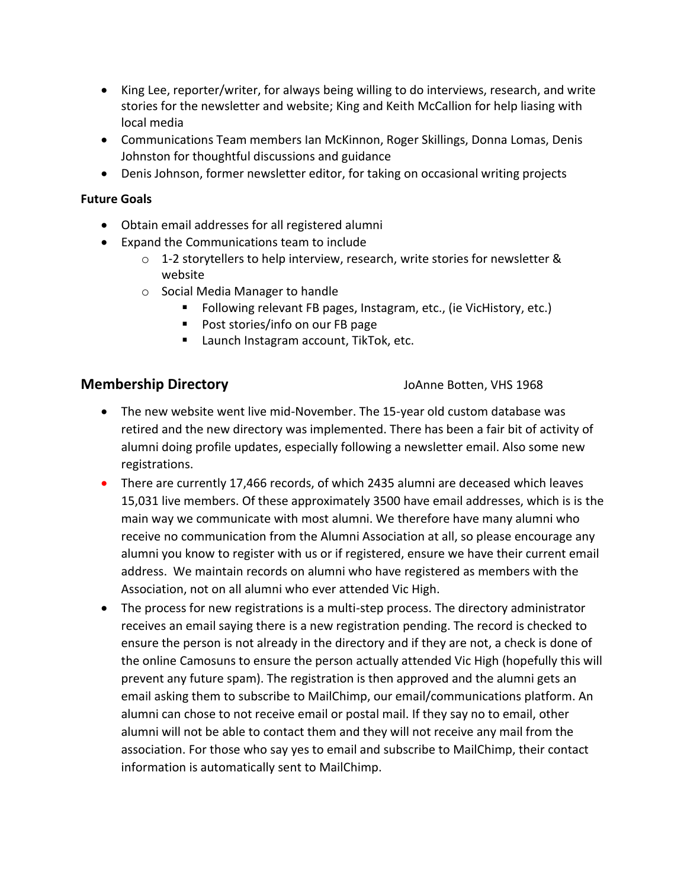- King Lee, reporter/writer, for always being willing to do interviews, research, and write stories for the newsletter and website; King and Keith McCallion for help liasing with local media
- Communications Team members Ian McKinnon, Roger Skillings, Donna Lomas, Denis Johnston for thoughtful discussions and guidance
- Denis Johnson, former newsletter editor, for taking on occasional writing projects

**Future Goals**

- Obtain email addresses for all registered alumni
- Expand the Communications team to include
  - 1-2 storytellers to help interview, research, write stories for newsletter & website
  - Social Media Manager to handle
    - Following relevant FB pages, Instagram, etc., (ie VicHistory, etc.)
    - Post stories/info on our FB page
    - Launch Instagram account, TikTok, etc.

## Membership Directory

JoAnne Botten, VHS 1968

- The new website went live mid-November. The 15-year old custom database was retired and the new directory was implemented. There has been a fair bit of activity of alumni doing profile updates, especially following a newsletter email. Also some new registrations.
- There are currently 17,466 records, of which 2435 alumni are deceased which leaves 15,031 live members. Of these approximately 3500 have email addresses, which is is the main way we communicate with most alumni. We therefore have many alumni who receive no communication from the Alumni Association at all, so please encourage any alumni you know to register with us or if registered, ensure we have their current email address. We maintain records on alumni who have registered as members with the Association, not on all alumni who ever attended Vic High.
- The process for new registrations is a multi-step process. The directory administrator receives an email saying there is a new registration pending. The record is checked to ensure the person is not already in the directory and if they are not, a check is done of the online Camosuns to ensure the person actually attended Vic High (hopefully this will prevent any future spam). The registration is then approved and the alumni gets an email asking them to subscribe to MailChimp, our email/communications platform. An alumni can chose to not receive email or postal mail. If they say no to email, other alumni will not be able to contact them and they will not receive any mail from the association. For those who say yes to email and subscribe to MailChimp, their contact information is automatically sent to MailChimp.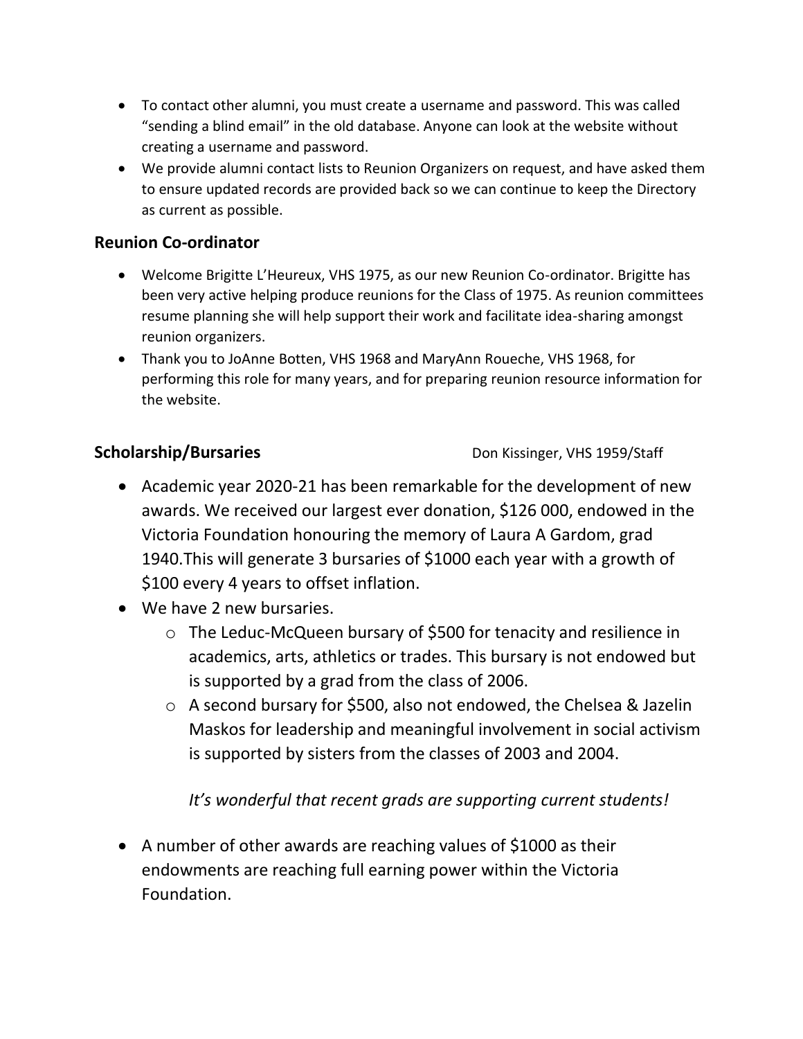- To contact other alumni, you must create a username and password. This was called "sending a blind email" in the old database. Anyone can look at the website without creating a username and password.
- We provide alumni contact lists to Reunion Organizers on request, and have asked them to ensure updated records are provided back so we can continue to keep the Directory as current as possible.

### Reunion Co-ordinator

- Welcome Brigitte L'Heureux, VHS 1975, as our new Reunion Co-ordinator. Brigitte has been very active helping produce reunions for the Class of 1975. As reunion committees resume planning she will help support their work and facilitate idea-sharing amongst reunion organizers.
- Thank you to JoAnne Botten, VHS 1968 and MaryAnn Roueche, VHS 1968, for performing this role for many years, and for preparing reunion resource information for the website.

### Scholarship/Bursaries

Don Kissinger, VHS 1959/Staff

- Academic year 2020-21 has been remarkable for the development of new awards. We received our largest ever donation, $126 000, endowed in the Victoria Foundation honouring the memory of Laura A Gardom, grad 1940.This will generate 3 bursaries of $1000 each year with a growth of $100 every 4 years to offset inflation.
- We have 2 new bursaries.
  - The Leduc-McQueen bursary of $500 for tenacity and resilience in academics, arts, athletics or trades. This bursary is not endowed but is supported by a grad from the class of 2006.
  - A second bursary for $500, also not endowed, the Chelsea & Jazelin Maskos for leadership and meaningful involvement in social activism is supported by sisters from the classes of 2003 and 2004.

    *It's wonderful that recent grads are supporting current students!*

- A number of other awards are reaching values of $1000 as their endowments are reaching full earning power within the Victoria Foundation.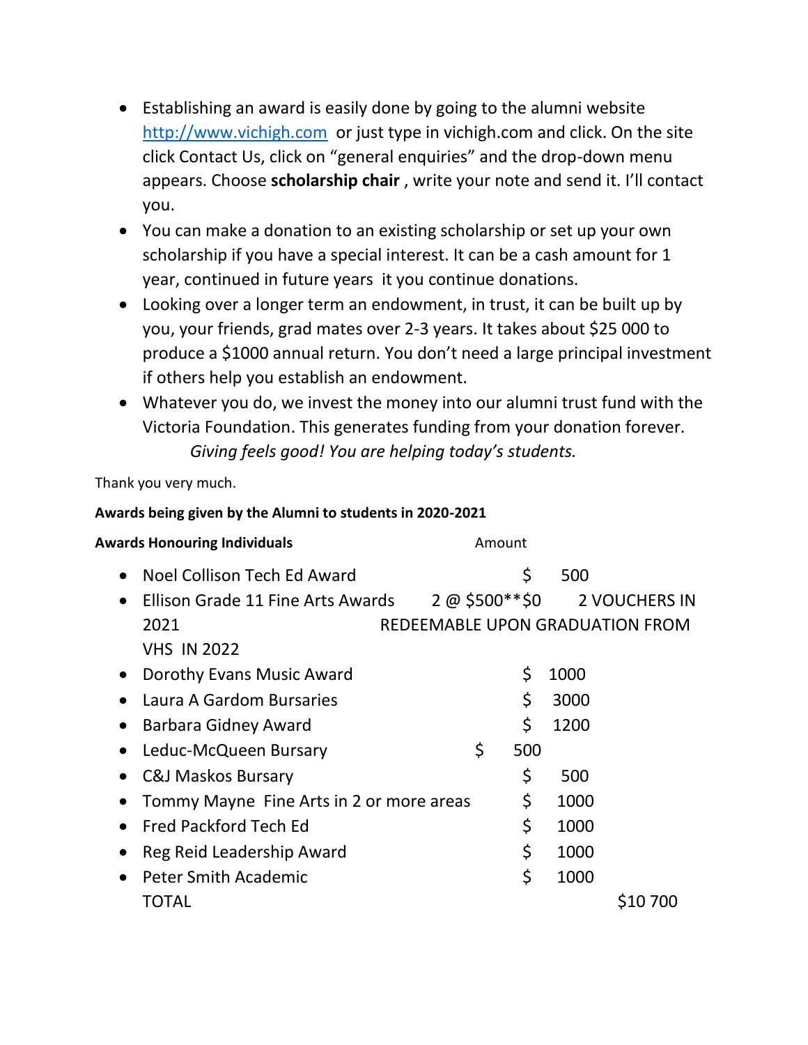- Establishing an award is easily done by going to the alumni website http://www.vichigh.com or just type in vichigh.com and click. On the site click Contact Us, click on "general enquiries" and the drop-down menu appears. Choose **scholarship chair** , write your note and send it. I'll contact you.
- You can make a donation to an existing scholarship or set up your own scholarship if you have a special interest. It can be a cash amount for 1 year, continued in future years it you continue donations.
- Looking over a longer term an endowment, in trust, it can be built up by you, your friends, grad mates over 2-3 years. It takes about $25 000 to produce a $1000 annual return. You don't need a large principal investment if others help you establish an endowment.
- Whatever you do, we invest the money into our alumni trust fund with the Victoria Foundation. This generates funding from your donation forever.

*Giving feels good! You are helping today's students.*

Thank you very much.

**Awards being given by the Alumni to students in 2020-2021**

| **Awards Honouring Individuals** | Amount | |
|---|---|---|
| Noel Collison Tech Ed Award | $ 500 | |
| Ellison Grade 11 Fine Arts Awards | 2 @ $500**$0 | 2 VOUCHERS IN 2021 REDEEMABLE UPON GRADUATION FROM VHS IN 2022 |
| Dorothy Evans Music Award | $ 1000 | |
| Laura A Gardom Bursaries | $ 3000 | |
| Barbara Gidney Award | $ 1200 | |
| Leduc-McQueen Bursary | $ 500 | |
| C&J Maskos Bursary | $ 500 | |
| Tommy Mayne Fine Arts in 2 or more areas | $ 1000 | |
| Fred Packford Tech Ed | $ 1000 | |
| Reg Reid Leadership Award | $ 1000 | |
| Peter Smith Academic | $ 1000 | |
| TOTAL | | $10 700 |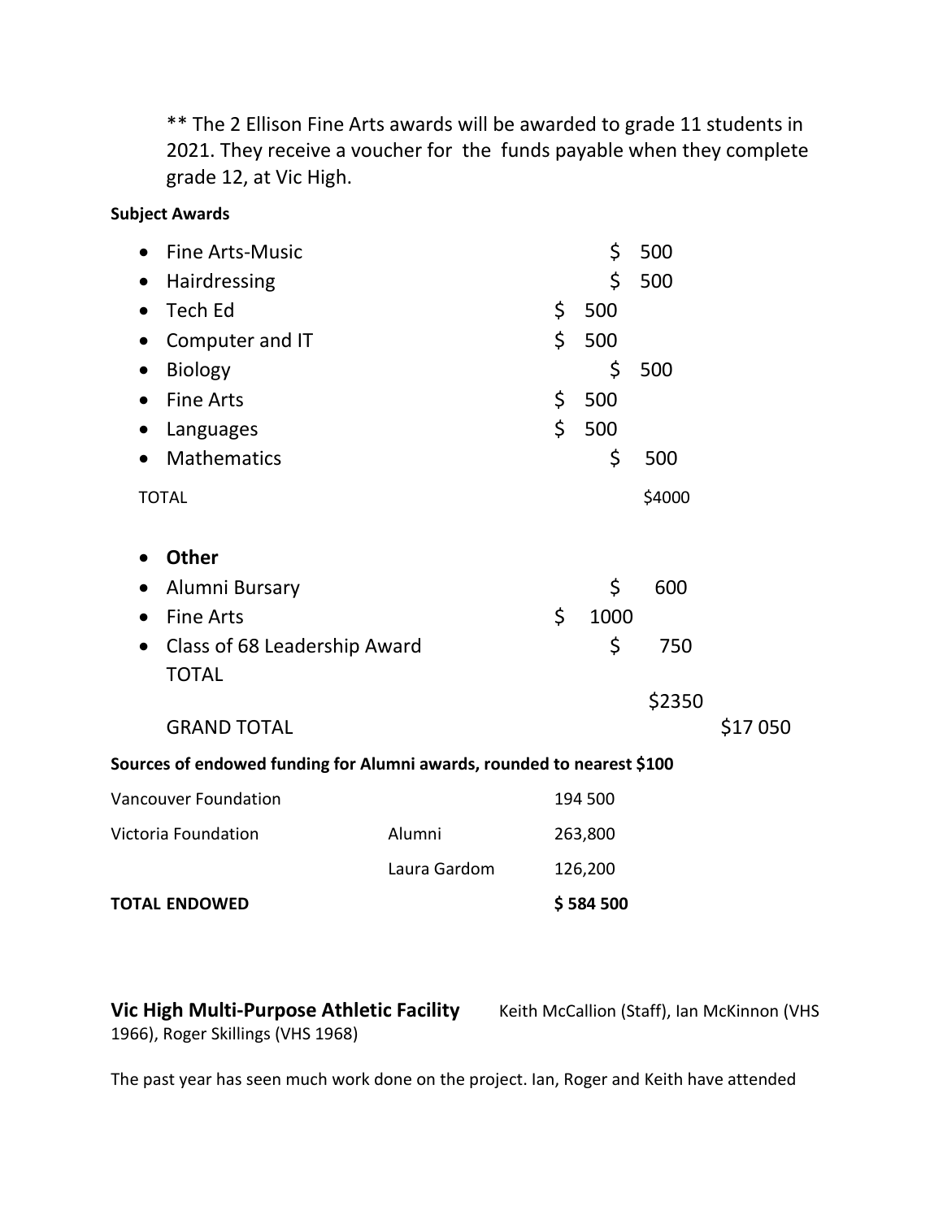** The 2 Ellison Fine Arts awards will be awarded to grade 11 students in 2021. They receive a voucher for the funds payable when they complete grade 12, at Vic High.

**Subject Awards**

- Fine Arts-Music $ 500
- Hairdressing $ 500
- Tech Ed $ 500
- Computer and IT $ 500
- Biology $ 500
- Fine Arts $ 500
- Languages $ 500
- Mathematics $ 500

TOTAL $4000

- **Other**
- Alumni Bursary $ 600
- Fine Arts $ 1000
- Class of 68 Leadership Award $ 750

TOTAL $2350

GRAND TOTAL $17 050

**Sources of endowed funding for Alumni awards, rounded to nearest $100**

| | | |
|---|---|---|
| Vancouver Foundation | | 194 500 |
| Victoria Foundation | Alumni | 263,800 |
| | Laura Gardom | 126,200 |
| **TOTAL ENDOWED** | | **$ 584 500** |

**Vic High Multi-Purpose Athletic Facility** Keith McCallion (Staff), Ian McKinnon (VHS 1966), Roger Skillings (VHS 1968)

The past year has seen much work done on the project. Ian, Roger and Keith have attended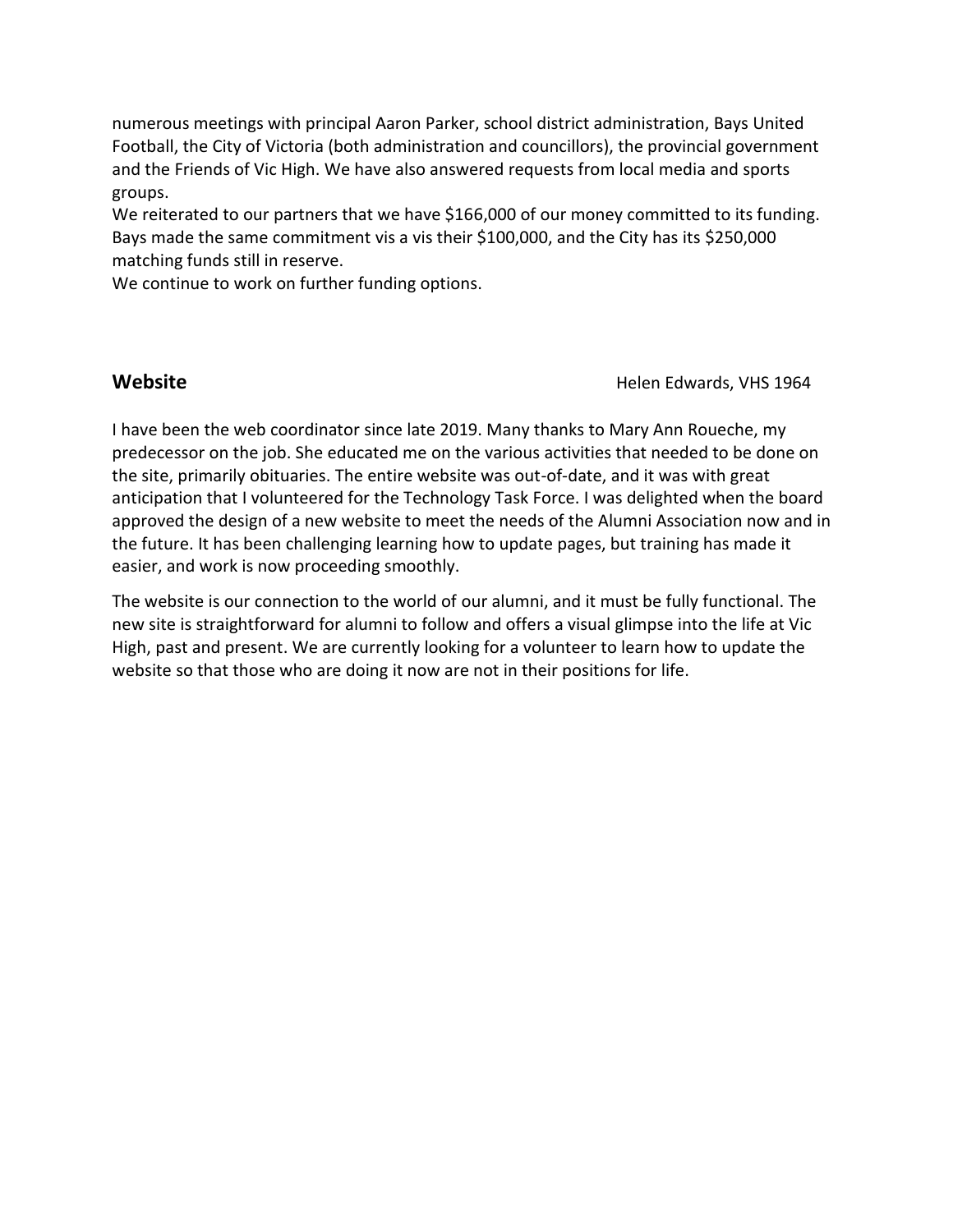numerous meetings with principal Aaron Parker, school district administration, Bays United Football, the City of Victoria (both administration and councillors), the provincial government and the Friends of Vic High. We have also answered requests from local media and sports groups.

We reiterated to our partners that we have $166,000 of our money committed to its funding. Bays made the same commitment vis a vis their $100,000, and the City has its $250,000 matching funds still in reserve.

We continue to work on further funding options.

## Website

Helen Edwards, VHS 1964

I have been the web coordinator since late 2019. Many thanks to Mary Ann Roueche, my predecessor on the job. She educated me on the various activities that needed to be done on the site, primarily obituaries. The entire website was out-of-date, and it was with great anticipation that I volunteered for the Technology Task Force. I was delighted when the board approved the design of a new website to meet the needs of the Alumni Association now and in the future. It has been challenging learning how to update pages, but training has made it easier, and work is now proceeding smoothly.

The website is our connection to the world of our alumni, and it must be fully functional. The new site is straightforward for alumni to follow and offers a visual glimpse into the life at Vic High, past and present. We are currently looking for a volunteer to learn how to update the website so that those who are doing it now are not in their positions for life.